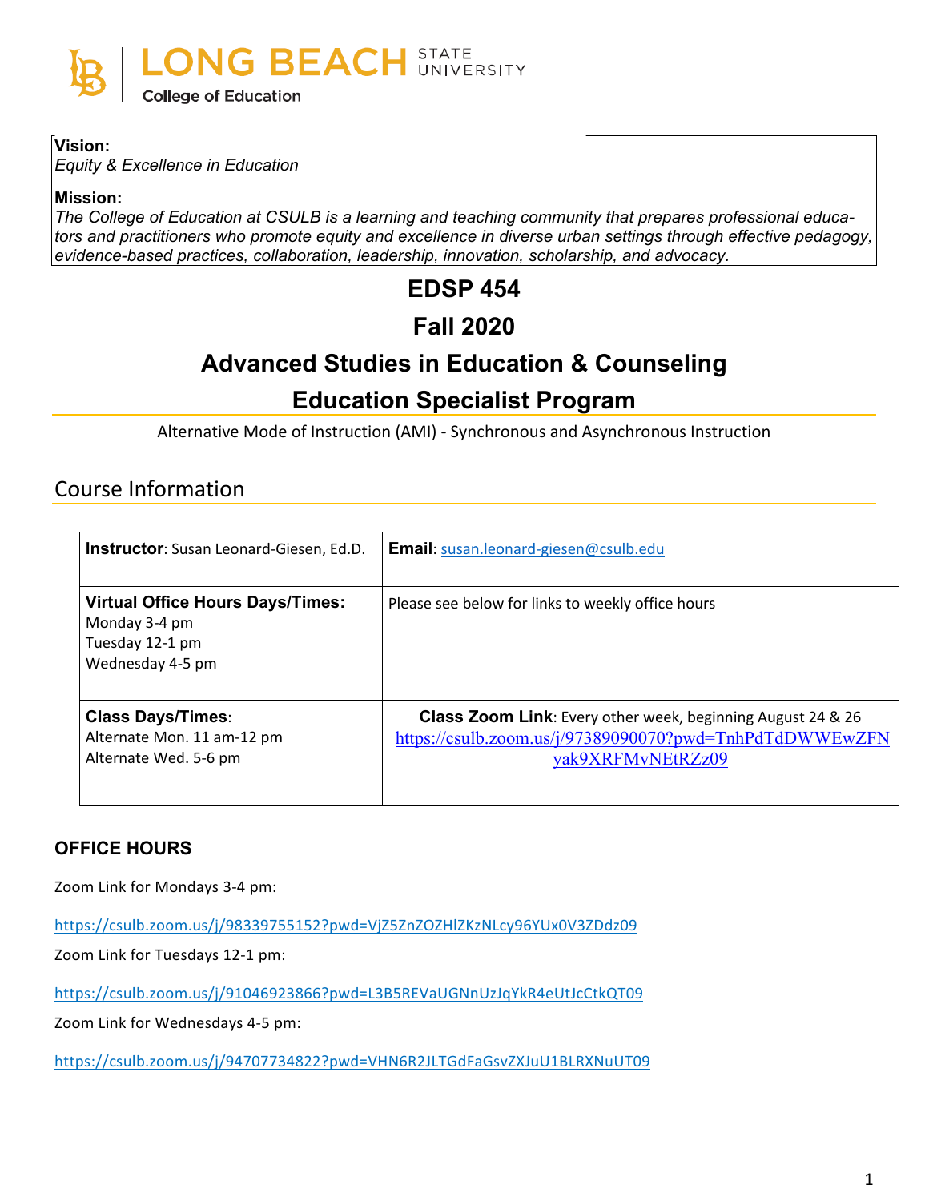LONG BEACH STATE UNIVERSITY
College of Education

**Vision:**
*Equity & Excellence in Education*

**Mission:**
*The College of Education at CSULB is a learning and teaching community that prepares professional educators and practitioners who promote equity and excellence in diverse urban settings through effective pedagogy, evidence-based practices, collaboration, leadership, innovation, scholarship, and advocacy.*

# EDSP 454

# Fall 2020

# Advanced Studies in Education & Counseling

# Education Specialist Program

Alternative Mode of Instruction (AMI) - Synchronous and Asynchronous Instruction

## Course Information

| **Instructor**: Susan Leonard-Giesen, Ed.D. | **Email**: susan.leonard-giesen@csulb.edu |
|---|---|
| **Virtual Office Hours Days/Times:** Monday 3-4 pm Tuesday 12-1 pm Wednesday 4-5 pm | Please see below for links to weekly office hours |
| **Class Days/Times**: Alternate Mon. 11 am-12 pm Alternate Wed. 5-6 pm | **Class Zoom Link**: Every other week, beginning August 24 & 26 https://csulb.zoom.us/j/97389090070?pwd=TnhPdTdDWWEwZFNyak9XRFMvNEtRZz09 |

### OFFICE HOURS

Zoom Link for Mondays 3-4 pm:

https://csulb.zoom.us/j/98339755152?pwd=VjZ5ZnZOZHlZKzNLcy96YUx0V3ZDdz09

Zoom Link for Tuesdays 12-1 pm:

https://csulb.zoom.us/j/91046923866?pwd=L3B5REVaUGNnUzJqYkR4eUtJcCtkQT09

Zoom Link for Wednesdays 4-5 pm:

https://csulb.zoom.us/j/94707734822?pwd=VHN6R2JLTGdFaGsvZXJuU1BLRXNuUT09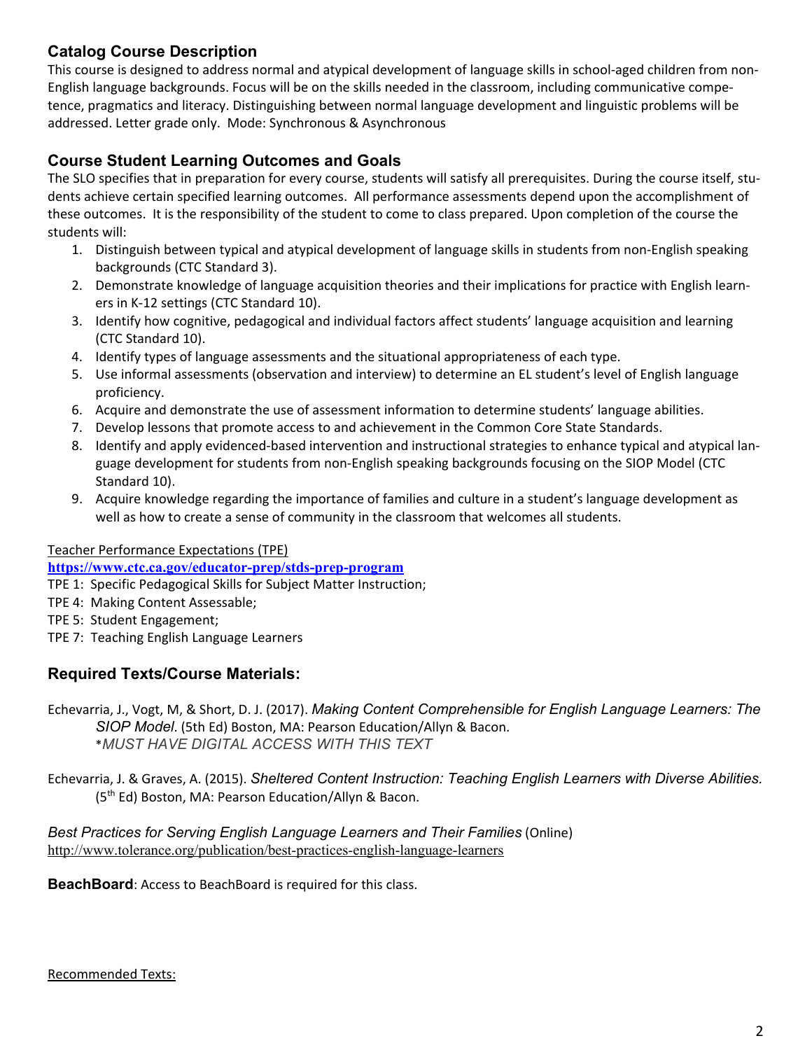## Catalog Course Description

This course is designed to address normal and atypical development of language skills in school-aged children from non-English language backgrounds. Focus will be on the skills needed in the classroom, including communicative competence, pragmatics and literacy. Distinguishing between normal language development and linguistic problems will be addressed. Letter grade only. Mode: Synchronous & Asynchronous

## Course Student Learning Outcomes and Goals

The SLO specifies that in preparation for every course, students will satisfy all prerequisites. During the course itself, students achieve certain specified learning outcomes. All performance assessments depend upon the accomplishment of these outcomes. It is the responsibility of the student to come to class prepared. Upon completion of the course the students will:

1. Distinguish between typical and atypical development of language skills in students from non-English speaking backgrounds (CTC Standard 3).
2. Demonstrate knowledge of language acquisition theories and their implications for practice with English learners in K-12 settings (CTC Standard 10).
3. Identify how cognitive, pedagogical and individual factors affect students' language acquisition and learning (CTC Standard 10).
4. Identify types of language assessments and the situational appropriateness of each type.
5. Use informal assessments (observation and interview) to determine an EL student's level of English language proficiency.
6. Acquire and demonstrate the use of assessment information to determine students' language abilities.
7. Develop lessons that promote access to and achievement in the Common Core State Standards.
8. Identify and apply evidenced-based intervention and instructional strategies to enhance typical and atypical language development for students from non-English speaking backgrounds focusing on the SIOP Model (CTC Standard 10).
9. Acquire knowledge regarding the importance of families and culture in a student's language development as well as how to create a sense of community in the classroom that welcomes all students.

Teacher Performance Expectations (TPE)
**https://www.ctc.ca.gov/educator-prep/stds-prep-program**
TPE 1: Specific Pedagogical Skills for Subject Matter Instruction;
TPE 4: Making Content Assessable;
TPE 5: Student Engagement;
TPE 7: Teaching English Language Learners

## Required Texts/Course Materials:

Echevarria, J., Vogt, M, & Short, D. J. (2017). *Making Content Comprehensible for English Language Learners: The SIOP Model*. (5th Ed) Boston, MA: Pearson Education/Allyn & Bacon.
*\*MUST HAVE DIGITAL ACCESS WITH THIS TEXT*

Echevarria, J. & Graves, A. (2015). *Sheltered Content Instruction: Teaching English Learners with Diverse Abilities.* (5th Ed) Boston, MA: Pearson Education/Allyn & Bacon.

*Best Practices for Serving English Language Learners and Their Families* (Online)
http://www.tolerance.org/publication/best-practices-english-language-learners

**BeachBoard**: Access to BeachBoard is required for this class.

Recommended Texts: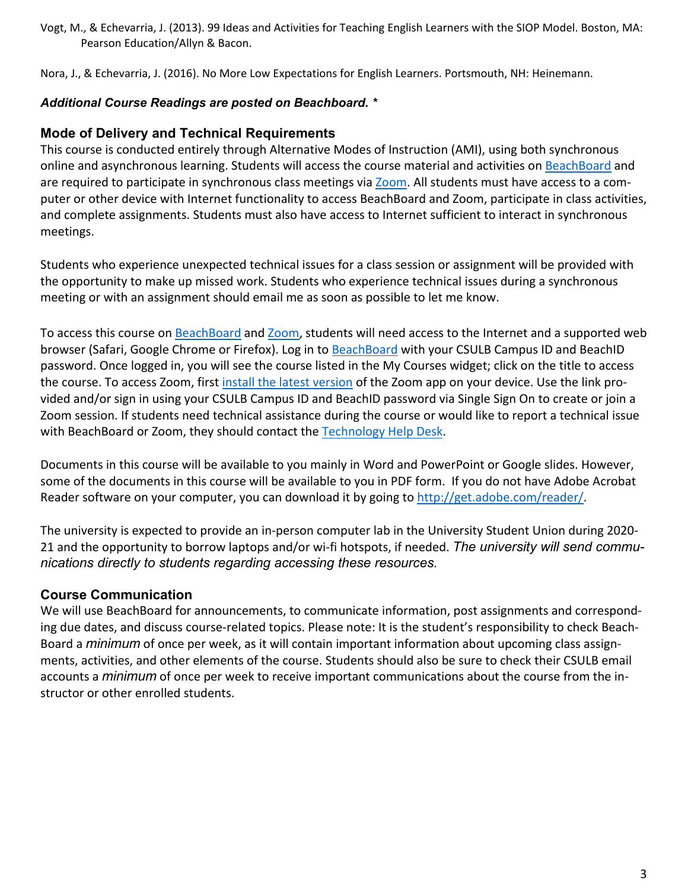Vogt, M., & Echevarria, J. (2013). 99 Ideas and Activities for Teaching English Learners with the SIOP Model. Boston, MA: Pearson Education/Allyn & Bacon.

Nora, J., & Echevarria, J. (2016). No More Low Expectations for English Learners. Portsmouth, NH: Heinemann.

***Additional Course Readings are posted on Beachboard. \****

## Mode of Delivery and Technical Requirements

This course is conducted entirely through Alternative Modes of Instruction (AMI), using both synchronous online and asynchronous learning. Students will access the course material and activities on [BeachBoard]() and are required to participate in synchronous class meetings via [Zoom](). All students must have access to a computer or other device with Internet functionality to access BeachBoard and Zoom, participate in class activities, and complete assignments. Students must also have access to Internet sufficient to interact in synchronous meetings.

Students who experience unexpected technical issues for a class session or assignment will be provided with the opportunity to make up missed work. Students who experience technical issues during a synchronous meeting or with an assignment should email me as soon as possible to let me know.

To access this course on [BeachBoard]() and [Zoom](), students will need access to the Internet and a supported web browser (Safari, Google Chrome or Firefox). Log in to [BeachBoard]() with your CSULB Campus ID and BeachID password. Once logged in, you will see the course listed in the My Courses widget; click on the title to access the course. To access Zoom, first [install the latest version]() of the Zoom app on your device. Use the link provided and/or sign in using your CSULB Campus ID and BeachID password via Single Sign On to create or join a Zoom session. If students need technical assistance during the course or would like to report a technical issue with BeachBoard or Zoom, they should contact the [Technology Help Desk]().

Documents in this course will be available to you mainly in Word and PowerPoint or Google slides. However, some of the documents in this course will be available to you in PDF form. If you do not have Adobe Acrobat Reader software on your computer, you can download it by going to http://get.adobe.com/reader/.

The university is expected to provide an in-person computer lab in the University Student Union during 2020-21 and the opportunity to borrow laptops and/or wi-fi hotspots, if needed. *The university will send communications directly to students regarding accessing these resources.*

## Course Communication

We will use BeachBoard for announcements, to communicate information, post assignments and corresponding due dates, and discuss course-related topics. Please note: It is the student's responsibility to check BeachBoard a *minimum* of once per week, as it will contain important information about upcoming class assignments, activities, and other elements of the course. Students should also be sure to check their CSULB email accounts a *minimum* of once per week to receive important communications about the course from the instructor or other enrolled students.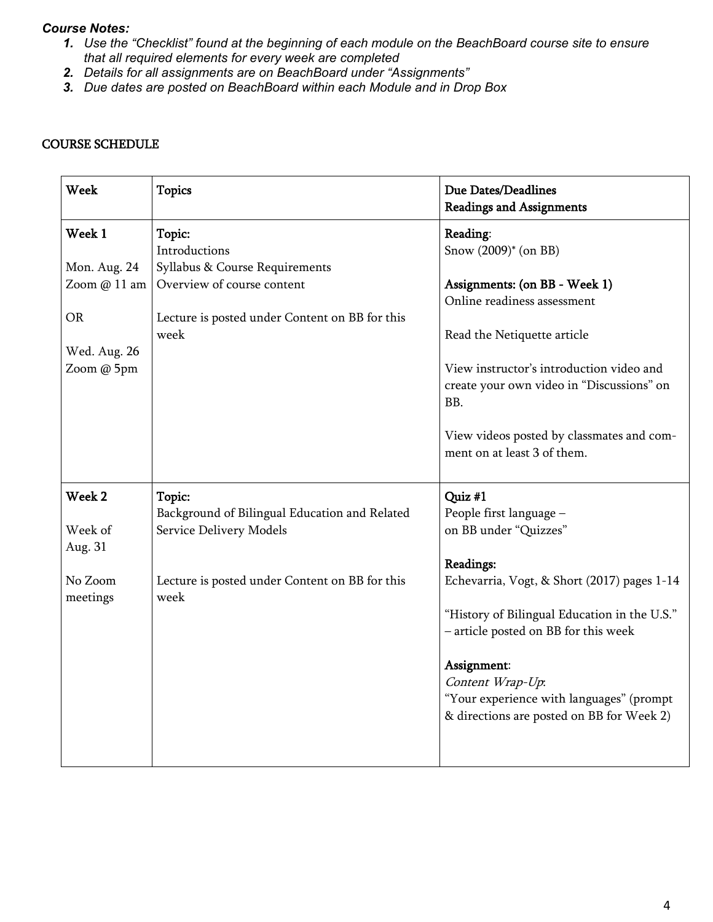***Course Notes:***

1. *Use the "Checklist" found at the beginning of each module on the BeachBoard course site to ensure that all required elements for every week are completed*
2. *Details for all assignments are on BeachBoard under "Assignments"*
3. *Due dates are posted on BeachBoard within each Module and in Drop Box*

## COURSE SCHEDULE

| Week | Topics | Due Dates/Deadlines<br>Readings and Assignments |
|---|---|---|
| **Week 1**<br><br>Mon. Aug. 24<br>Zoom @ 11 am<br><br>OR<br><br>Wed. Aug. 26<br>Zoom @ 5pm | Topic:<br>Introductions<br>Syllabus & Course Requirements<br>Overview of course content<br><br>Lecture is posted under Content on BB for this week | **Reading**:<br>Snow (2009)* (on BB)<br><br>**Assignments: (on BB - Week 1)**<br>Online readiness assessment<br><br>Read the Netiquette article<br><br>View instructor's introduction video and create your own video in "Discussions" on BB.<br><br>View videos posted by classmates and comment on at least 3 of them. |
| **Week 2**<br><br>Week of<br>Aug. 31<br><br>No Zoom meetings | Topic:<br>Background of Bilingual Education and Related Service Delivery Models<br><br>Lecture is posted under Content on BB for this week | **Quiz #1**<br>People first language –<br>on BB under "Quizzes"<br><br>**Readings:**<br>Echevarria, Vogt, & Short (2017) pages 1-14<br><br>"History of Bilingual Education in the U.S." – article posted on BB for this week<br><br>**Assignment**:<br>*Content Wrap-Up*:<br>"Your experience with languages" (prompt & directions are posted on BB for Week 2) |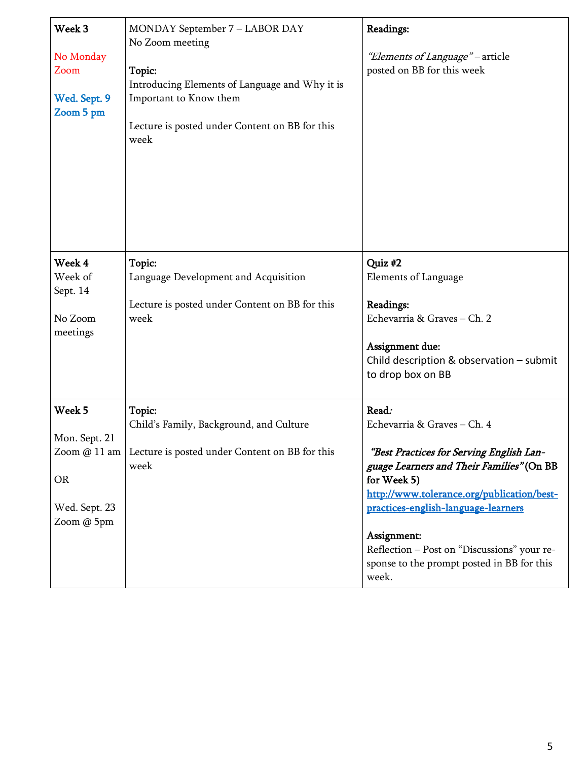| | | |
|---|---|---|
| **Week 3**<br><br>No Monday Zoom<br><br>**Wed. Sept. 9 Zoom 5 pm** | MONDAY September 7 – LABOR DAY<br>No Zoom meeting<br><br>**Topic:**<br>Introducing Elements of Language and Why it is Important to Know them<br><br>Lecture is posted under Content on BB for this week | **Readings:**<br><br>*"Elements of Language"* – article posted on BB for this week |
| **Week 4**<br>Week of Sept. 14<br><br>No Zoom meetings | **Topic:**<br>Language Development and Acquisition<br><br>Lecture is posted under Content on BB for this week | **Quiz #2**<br>Elements of Language<br><br>**Readings:**<br>Echevarria & Graves – Ch. 2<br><br>**Assignment due:**<br>Child description & observation – submit to drop box on BB |
| **Week 5**<br><br>Mon. Sept. 21 Zoom @ 11 am<br><br>OR<br><br>Wed. Sept. 23 Zoom @ 5pm | **Topic:**<br>Child's Family, Background, and Culture<br><br>Lecture is posted under Content on BB for this week | **Read:**<br>Echevarria & Graves – Ch. 4<br><br>***"Best Practices for Serving English Language Learners and Their Families"*** **(On BB for Week 5)**<br>[http://www.tolerance.org/publication/best-practices-english-language-learners](http://www.tolerance.org/publication/best-practices-english-language-learners)<br><br>**Assignment:**<br>Reflection – Post on "Discussions" your response to the prompt posted in BB for this week. |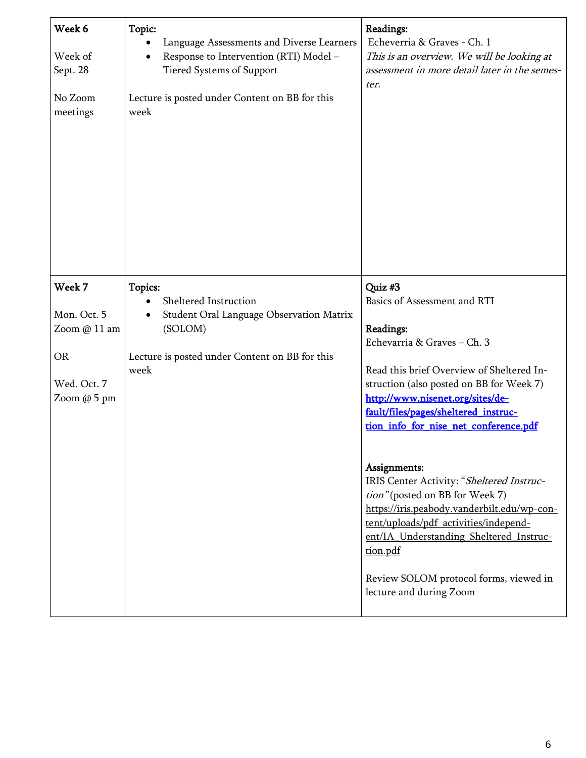| | | |
|---|---|---|
| **Week 6**<br><br>Week of Sept. 28<br><br>No Zoom meetings | **Topic:**<br>• Language Assessments and Diverse Learners<br>• Response to Intervention (RTI) Model – Tiered Systems of Support<br><br>Lecture is posted under Content on BB for this week | **Readings:**<br>Echeverria & Graves - Ch. 1<br>*This is an overview. We will be looking at assessment in more detail later in the semester.* |
| **Week 7**<br><br>Mon. Oct. 5<br>Zoom @ 11 am<br><br>OR<br><br>Wed. Oct. 7<br>Zoom @ 5 pm | **Topics:**<br>• Sheltered Instruction<br>• Student Oral Language Observation Matrix (SOLOM)<br><br>Lecture is posted under Content on BB for this week | **Quiz #3**<br>Basics of Assessment and RTI<br><br>**Readings:**<br>Echevarria & Graves – Ch. 3<br><br>Read this brief Overview of Sheltered Instruction (also posted on BB for Week 7)<br>**http://www.nisenet.org/sites/default/files/pages/sheltered_instruction_info_for_nise_net_conference.pdf**<br><br>**Assignments:**<br>IRIS Center Activity: "*Sheltered Instruction*" (posted on BB for Week 7)<br>https://iris.peabody.vanderbilt.edu/wp-content/uploads/pdf_activities/independent/IA_Understanding_Sheltered_Instruction.pdf<br><br>Review SOLOM protocol forms, viewed in lecture and during Zoom |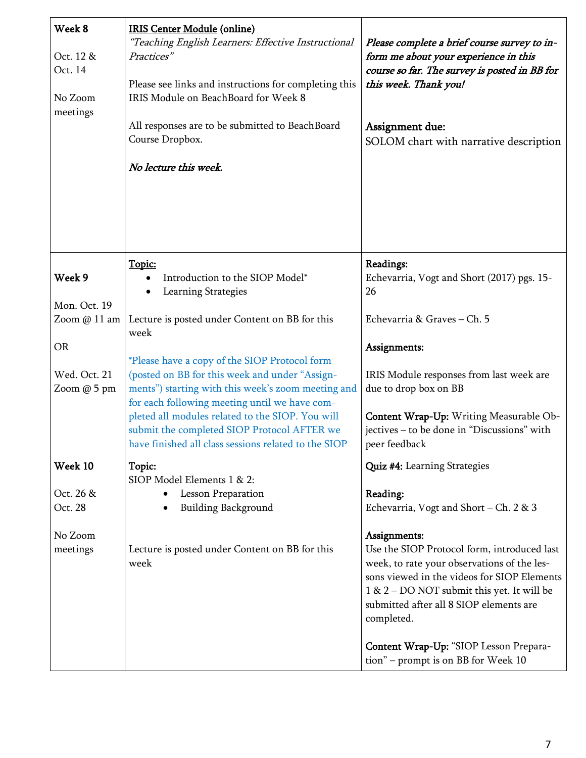| | | |
|---|---|---|
| **Week 8**<br><br>Oct. 12 & Oct. 14<br><br>No Zoom meetings | **IRIS Center Module (online)**<br>*"Teaching English Learners: Effective Instructional Practices"*<br><br>Please see links and instructions for completing this IRIS Module on BeachBoard for Week 8<br><br>All responses are to be submitted to BeachBoard Course Dropbox.<br><br>***No lecture this week.*** | ***Please complete a brief course survey to inform me about your experience in this course so far. The survey is posted in BB for this week. Thank you!***<br><br>**Assignment due:**<br>SOLOM chart with narrative description |
| **Week 9**<br><br>Mon. Oct. 19<br>Zoom @ 11 am<br><br>OR<br><br>Wed. Oct. 21<br>Zoom @ 5 pm | **Topic:**<br>• Introduction to the SIOP Model*<br>• Learning Strategies<br><br>Lecture is posted under Content on BB for this week<br><br>*Please have a copy of the SIOP Protocol form (posted on BB for this week and under "Assignments") starting with this week's zoom meeting and for each following meeting until we have completed all modules related to the SIOP. You will submit the completed SIOP Protocol AFTER we have finished all class sessions related to the SIOP | **Readings:**<br>Echevarria, Vogt and Short (2017) pgs. 15-26<br><br>Echevarria & Graves – Ch. 5<br><br>**Assignments:**<br><br>IRIS Module responses from last week are due to drop box on BB<br><br>**Content Wrap-Up:** Writing Measurable Objectives – to be done in "Discussions" with peer feedback |
| **Week 10**<br><br>Oct. 26 & Oct. 28<br><br>No Zoom meetings | **Topic:**<br>SIOP Model Elements 1 & 2:<br>• Lesson Preparation<br>• Building Background<br><br>Lecture is posted under Content on BB for this week | **Quiz #4:** Learning Strategies<br><br>**Reading:**<br>Echevarria, Vogt and Short – Ch. 2 & 3<br><br>**Assignments:**<br>Use the SIOP Protocol form, introduced last week, to rate your observations of the lessons viewed in the videos for SIOP Elements 1 & 2 – DO NOT submit this yet. It will be submitted after all 8 SIOP elements are completed.<br><br>**Content Wrap-Up:** "SIOP Lesson Preparation" – prompt is on BB for Week 10 |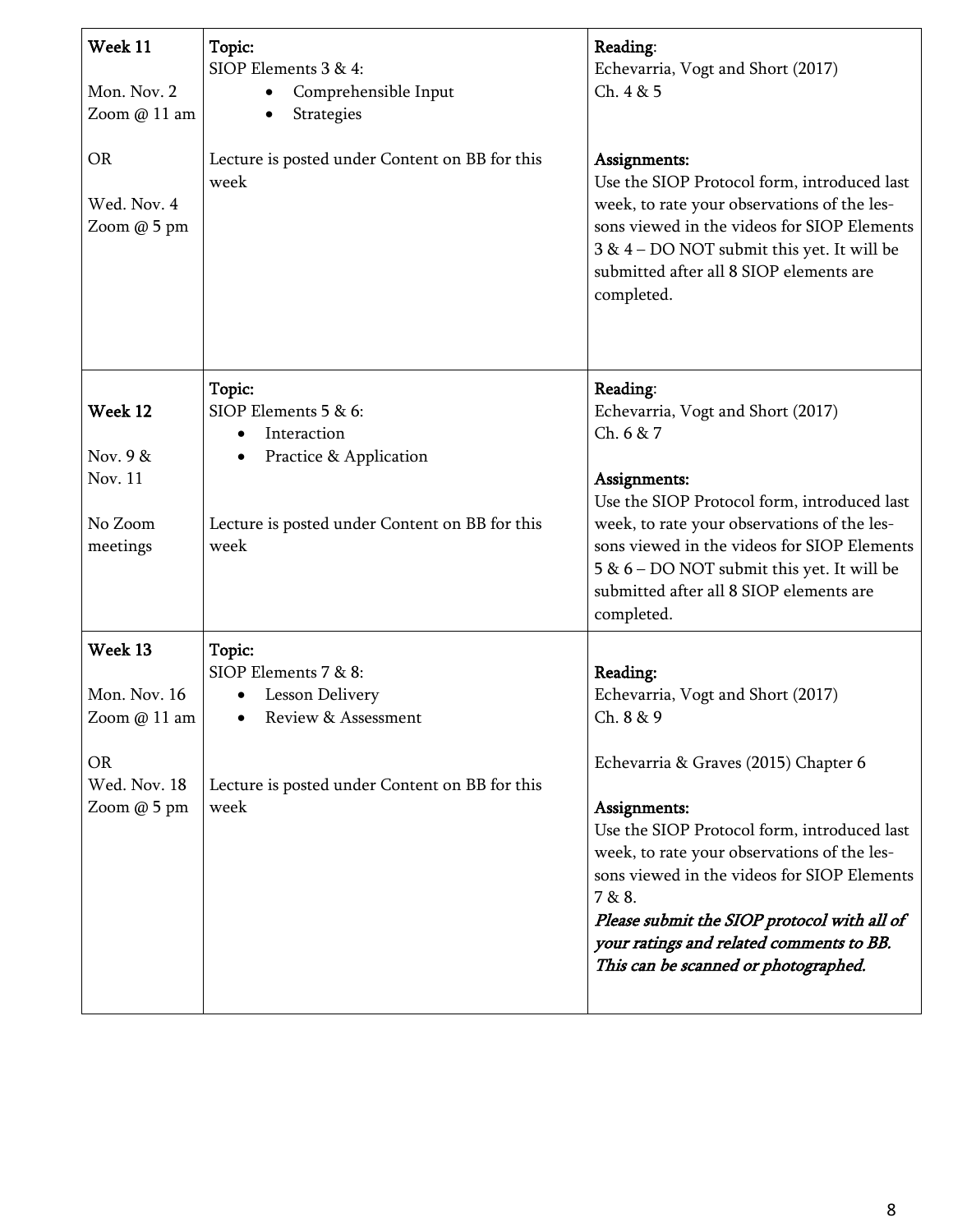| Week | Topic | Reading / Assignments |
| --- | --- | --- |
| **Week 11**<br><br>Mon. Nov. 2<br>Zoom @ 11 am<br><br>OR<br><br>Wed. Nov. 4<br>Zoom @ 5 pm | **Topic:**<br>SIOP Elements 3 & 4:<br>• Comprehensible Input<br>• Strategies<br><br>Lecture is posted under Content on BB for this week | **Reading**:<br>Echevarria, Vogt and Short (2017)<br>Ch. 4 & 5<br><br>**Assignments:**<br>Use the SIOP Protocol form, introduced last week, to rate your observations of the lessons viewed in the videos for SIOP Elements 3 & 4 – DO NOT submit this yet. It will be submitted after all 8 SIOP elements are completed. |
| **Week 12**<br><br>Nov. 9 &<br>Nov. 11<br><br>No Zoom meetings | **Topic:**<br>SIOP Elements 5 & 6:<br>• Interaction<br>• Practice & Application<br><br>Lecture is posted under Content on BB for this week | **Reading**:<br>Echevarria, Vogt and Short (2017)<br>Ch. 6 & 7<br><br>**Assignments:**<br>Use the SIOP Protocol form, introduced last week, to rate your observations of the lessons viewed in the videos for SIOP Elements 5 & 6 – DO NOT submit this yet. It will be submitted after all 8 SIOP elements are completed. |
| **Week 13**<br><br>Mon. Nov. 16<br>Zoom @ 11 am<br><br>OR<br>Wed. Nov. 18<br>Zoom @ 5 pm | **Topic:**<br>SIOP Elements 7 & 8:<br>• Lesson Delivery<br>• Review & Assessment<br><br>Lecture is posted under Content on BB for this week | **Reading:**<br>Echevarria, Vogt and Short (2017)<br>Ch. 8 & 9<br><br>Echevarria & Graves (2015) Chapter 6<br><br>**Assignments:**<br>Use the SIOP Protocol form, introduced last week, to rate your observations of the lessons viewed in the videos for SIOP Elements 7 & 8.<br>***Please submit the SIOP protocol with all of your ratings and related comments to BB. This can be scanned or photographed.*** |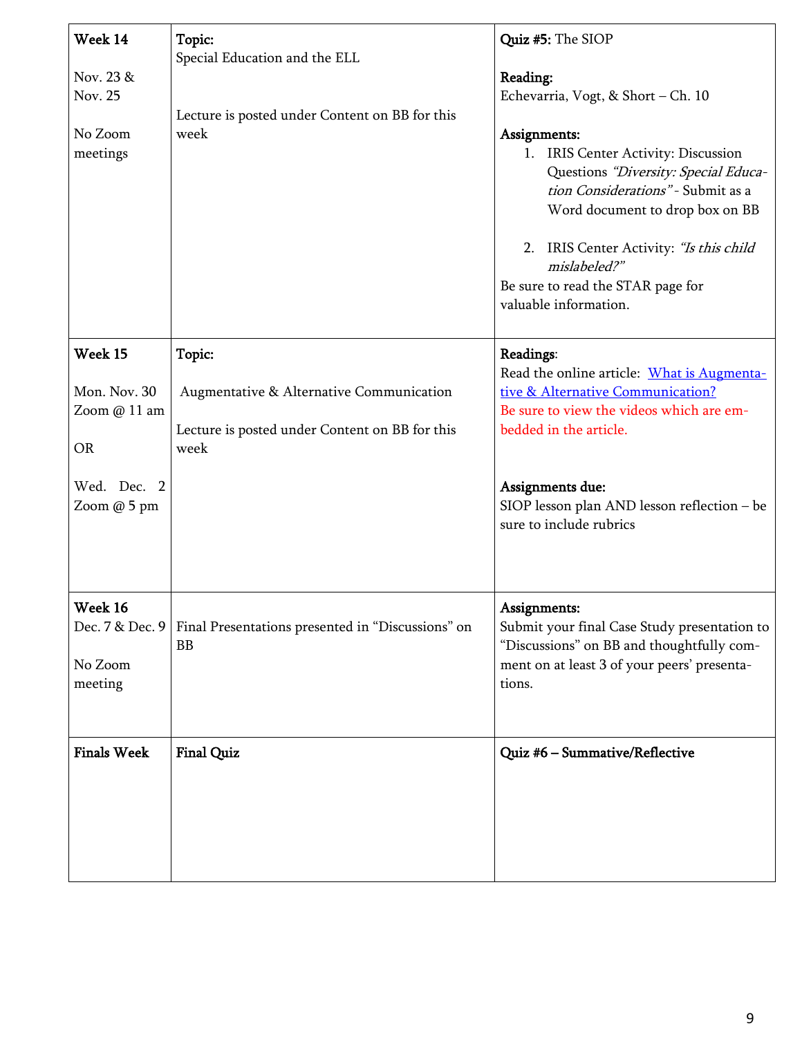| Week 14<br><br>Nov. 23 & Nov. 25<br><br>No Zoom meetings | **Topic:**<br>Special Education and the ELL<br><br>Lecture is posted under Content on BB for this week | **Quiz #5:** The SIOP<br><br>**Reading:**<br>Echevarria, Vogt, & Short – Ch. 10<br><br>**Assignments:**<br>1. IRIS Center Activity: Discussion Questions *"Diversity: Special Education Considerations"* - Submit as a Word document to drop box on BB<br><br>2. IRIS Center Activity: *"Is this child mislabeled?"*<br>Be sure to read the STAR page for valuable information. |
|---|---|---|
| **Week 15**<br><br>Mon. Nov. 30 Zoom @ 11 am<br><br>OR<br><br>Wed. Dec. 2 Zoom @ 5 pm | **Topic:**<br><br>Augmentative & Alternative Communication<br><br>Lecture is posted under Content on BB for this week | **Readings:**<br>Read the online article: [What is Augmentative & Alternative Communication?]()<br>Be sure to view the videos which are embedded in the article.<br><br>**Assignments due:**<br>SIOP lesson plan AND lesson reflection – be sure to include rubrics |
| **Week 16**<br>Dec. 7 & Dec. 9<br><br>No Zoom meeting | Final Presentations presented in "Discussions" on BB | **Assignments:**<br>Submit your final Case Study presentation to "Discussions" on BB and thoughtfully comment on at least 3 of your peers' presentations. |
| **Finals Week** | **Final Quiz** | **Quiz #6 – Summative/Reflective** |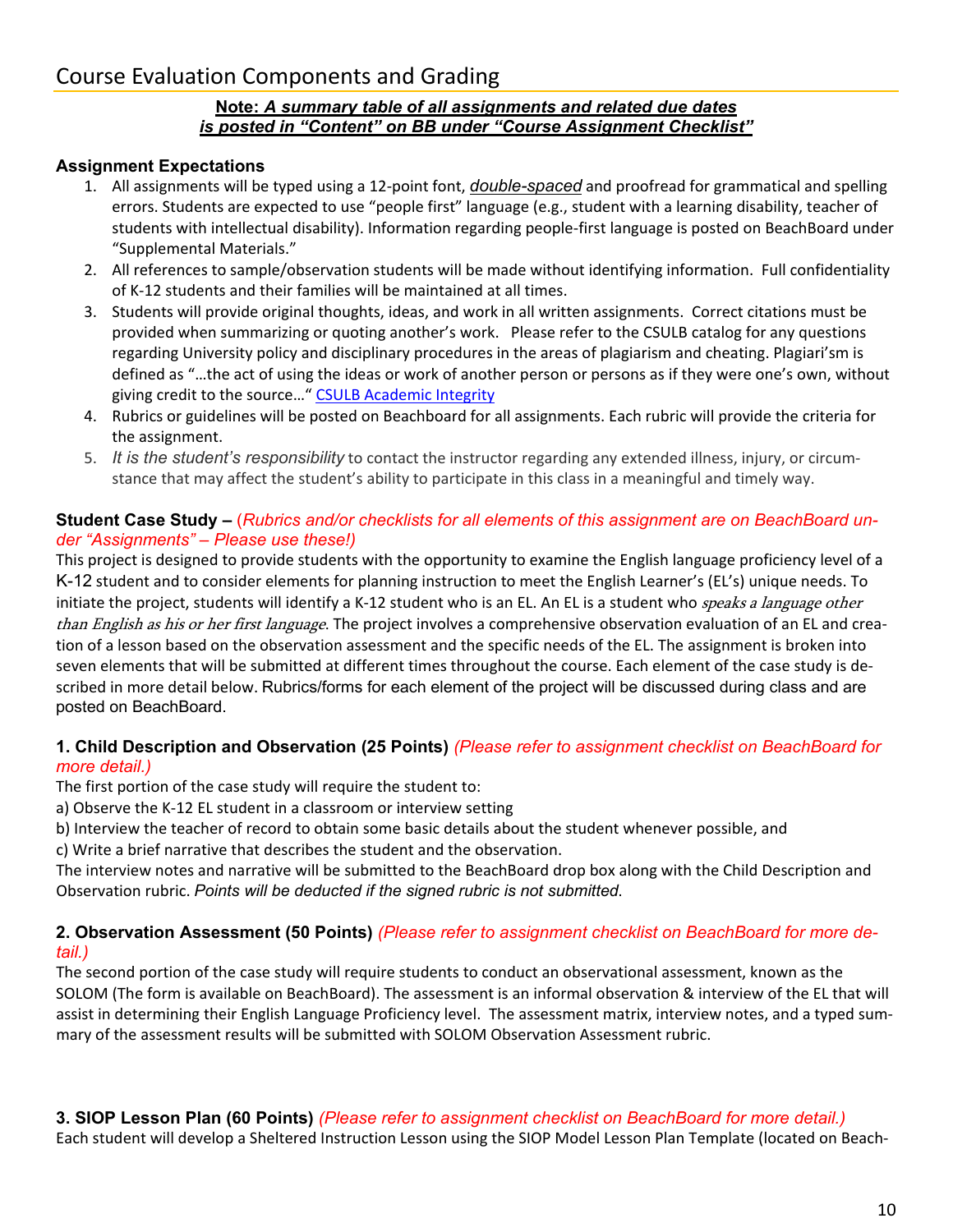## Course Evaluation Components and Grading

**Note: *A summary table of all assignments and related due dates is posted in "Content" on BB under "Course Assignment Checklist"***

**Assignment Expectations**

1. All assignments will be typed using a 12-point font, *double-spaced* and proofread for grammatical and spelling errors. Students are expected to use "people first" language (e.g., student with a learning disability, teacher of students with intellectual disability). Information regarding people-first language is posted on BeachBoard under "Supplemental Materials."
2. All references to sample/observation students will be made without identifying information. Full confidentiality of K-12 students and their families will be maintained at all times.
3. Students will provide original thoughts, ideas, and work in all written assignments. Correct citations must be provided when summarizing or quoting another's work. Please refer to the CSULB catalog for any questions regarding University policy and disciplinary procedures in the areas of plagiarism and cheating. Plagiari'sm is defined as "…the act of using the ideas or work of another person or persons as if they were one's own, without giving credit to the source…" CSULB Academic Integrity
4. Rubrics or guidelines will be posted on Beachboard for all assignments. Each rubric will provide the criteria for the assignment.
5. *It is the student's responsibility* to contact the instructor regarding any extended illness, injury, or circumstance that may affect the student's ability to participate in this class in a meaningful and timely way.

**Student Case Study –** *(Rubrics and/or checklists for all elements of this assignment are on BeachBoard under "Assignments" – Please use these!)*

This project is designed to provide students with the opportunity to examine the English language proficiency level of a K-12 student and to consider elements for planning instruction to meet the English Learner's (EL's) unique needs. To initiate the project, students will identify a K-12 student who is an EL. An EL is a student who *speaks a language other than English as his or her first language*. The project involves a comprehensive observation evaluation of an EL and creation of a lesson based on the observation assessment and the specific needs of the EL. The assignment is broken into seven elements that will be submitted at different times throughout the course. Each element of the case study is described in more detail below. Rubrics/forms for each element of the project will be discussed during class and are posted on BeachBoard.

**1. Child Description and Observation (25 Points)** *(Please refer to assignment checklist on BeachBoard for more detail.)*

The first portion of the case study will require the student to:

a) Observe the K-12 EL student in a classroom or interview setting

b) Interview the teacher of record to obtain some basic details about the student whenever possible, and

c) Write a brief narrative that describes the student and the observation.

The interview notes and narrative will be submitted to the BeachBoard drop box along with the Child Description and Observation rubric. *Points will be deducted if the signed rubric is not submitted.*

**2. Observation Assessment (50 Points)** *(Please refer to assignment checklist on BeachBoard for more detail.)*

The second portion of the case study will require students to conduct an observational assessment, known as the SOLOM (The form is available on BeachBoard). The assessment is an informal observation & interview of the EL that will assist in determining their English Language Proficiency level. The assessment matrix, interview notes, and a typed summary of the assessment results will be submitted with SOLOM Observation Assessment rubric.

**3. SIOP Lesson Plan (60 Points)** *(Please refer to assignment checklist on BeachBoard for more detail.)*

Each student will develop a Sheltered Instruction Lesson using the SIOP Model Lesson Plan Template (located on Beach-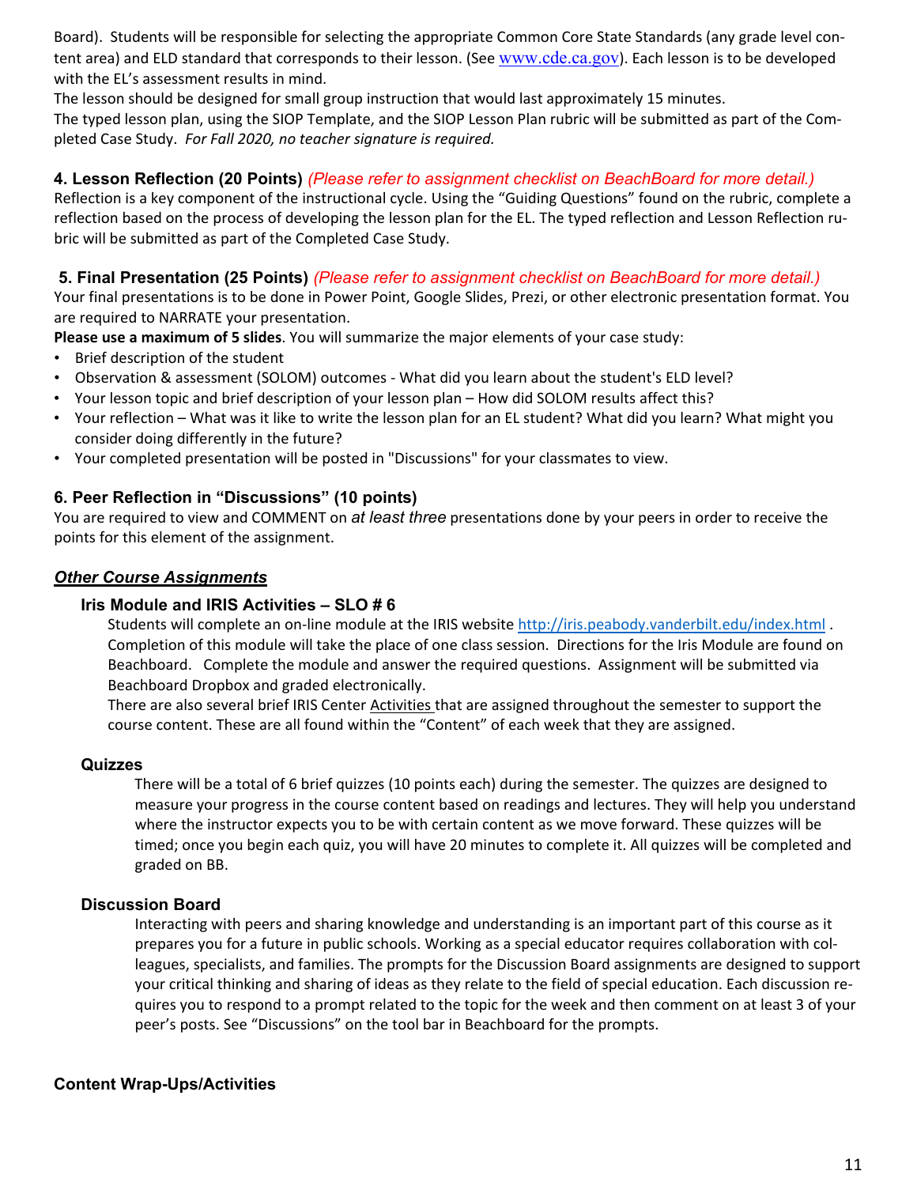Board). Students will be responsible for selecting the appropriate Common Core State Standards (any grade level content area) and ELD standard that corresponds to their lesson. (See www.cde.ca.gov). Each lesson is to be developed with the EL's assessment results in mind.

The lesson should be designed for small group instruction that would last approximately 15 minutes.

The typed lesson plan, using the SIOP Template, and the SIOP Lesson Plan rubric will be submitted as part of the Completed Case Study. *For Fall 2020, no teacher signature is required.*

### 4. Lesson Reflection (20 Points) *(Please refer to assignment checklist on BeachBoard for more detail.)*

Reflection is a key component of the instructional cycle. Using the "Guiding Questions" found on the rubric, complete a reflection based on the process of developing the lesson plan for the EL. The typed reflection and Lesson Reflection rubric will be submitted as part of the Completed Case Study.

### 5. Final Presentation (25 Points) *(Please refer to assignment checklist on BeachBoard for more detail.)*

Your final presentations is to be done in Power Point, Google Slides, Prezi, or other electronic presentation format. You are required to NARRATE your presentation.

**Please use a maximum of 5 slides**. You will summarize the major elements of your case study:

- Brief description of the student
- Observation & assessment (SOLOM) outcomes - What did you learn about the student's ELD level?
- Your lesson topic and brief description of your lesson plan – How did SOLOM results affect this?
- Your reflection – What was it like to write the lesson plan for an EL student? What did you learn? What might you consider doing differently in the future?
- Your completed presentation will be posted in "Discussions" for your classmates to view.

### 6. Peer Reflection in "Discussions" (10 points)

You are required to view and COMMENT on *at least three* presentations done by your peers in order to receive the points for this element of the assignment.

## *Other Course Assignments*

### Iris Module and IRIS Activities – SLO # 6

Students will complete an on-line module at the IRIS website http://iris.peabody.vanderbilt.edu/index.html . Completion of this module will take the place of one class session. Directions for the Iris Module are found on Beachboard. Complete the module and answer the required questions. Assignment will be submitted via Beachboard Dropbox and graded electronically.

There are also several brief IRIS Center Activities that are assigned throughout the semester to support the course content. These are all found within the "Content" of each week that they are assigned.

### Quizzes

There will be a total of 6 brief quizzes (10 points each) during the semester. The quizzes are designed to measure your progress in the course content based on readings and lectures. They will help you understand where the instructor expects you to be with certain content as we move forward. These quizzes will be timed; once you begin each quiz, you will have 20 minutes to complete it. All quizzes will be completed and graded on BB.

### Discussion Board

Interacting with peers and sharing knowledge and understanding is an important part of this course as it prepares you for a future in public schools. Working as a special educator requires collaboration with colleagues, specialists, and families. The prompts for the Discussion Board assignments are designed to support your critical thinking and sharing of ideas as they relate to the field of special education. Each discussion requires you to respond to a prompt related to the topic for the week and then comment on at least 3 of your peer's posts. See "Discussions" on the tool bar in Beachboard for the prompts.

### Content Wrap-Ups/Activities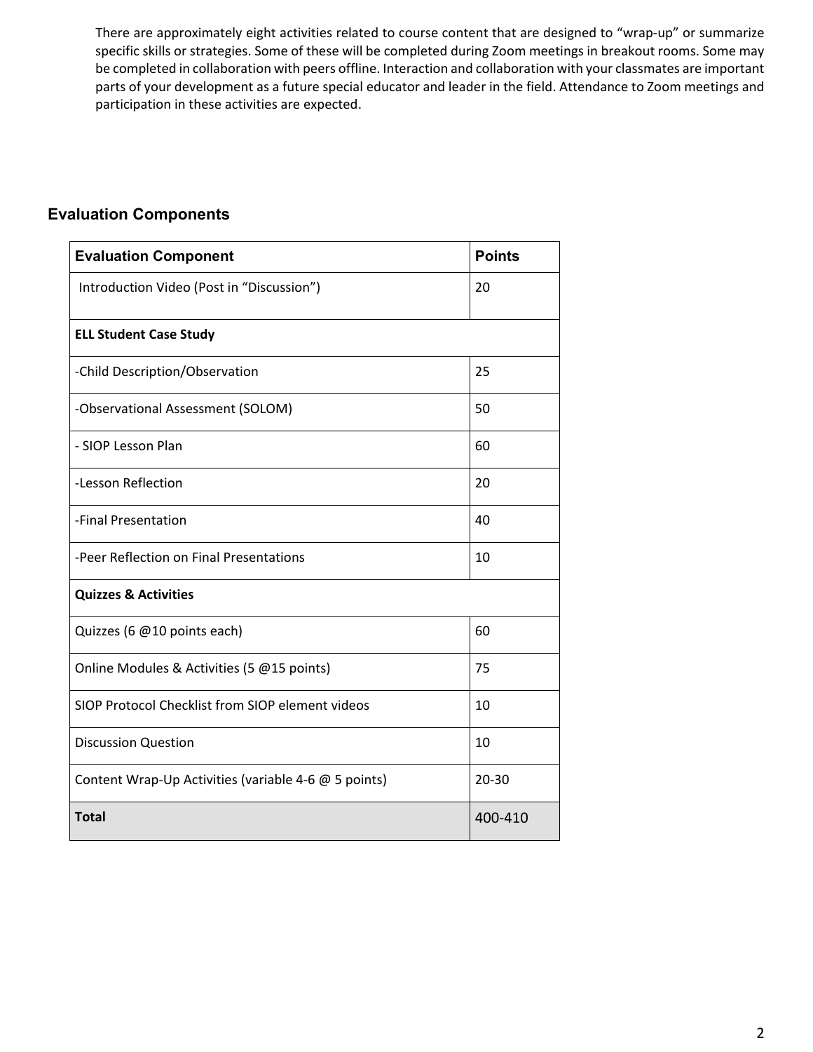There are approximately eight activities related to course content that are designed to "wrap-up" or summarize specific skills or strategies. Some of these will be completed during Zoom meetings in breakout rooms. Some may be completed in collaboration with peers offline. Interaction and collaboration with your classmates are important parts of your development as a future special educator and leader in the field. Attendance to Zoom meetings and participation in these activities are expected.

## Evaluation Components

| Evaluation Component | Points |
|---|---|
| Introduction Video (Post in "Discussion") | 20 |
| **ELL Student Case Study** | |
| -Child Description/Observation | 25 |
| -Observational Assessment (SOLOM) | 50 |
| - SIOP Lesson Plan | 60 |
| -Lesson Reflection | 20 |
| -Final Presentation | 40 |
| -Peer Reflection on Final Presentations | 10 |
| **Quizzes & Activities** | |
| Quizzes (6 @10 points each) | 60 |
| Online Modules & Activities (5 @15 points) | 75 |
| SIOP Protocol Checklist from SIOP element videos | 10 |
| Discussion Question | 10 |
| Content Wrap-Up Activities (variable 4-6 @ 5 points) | 20-30 |
| **Total** | 400-410 |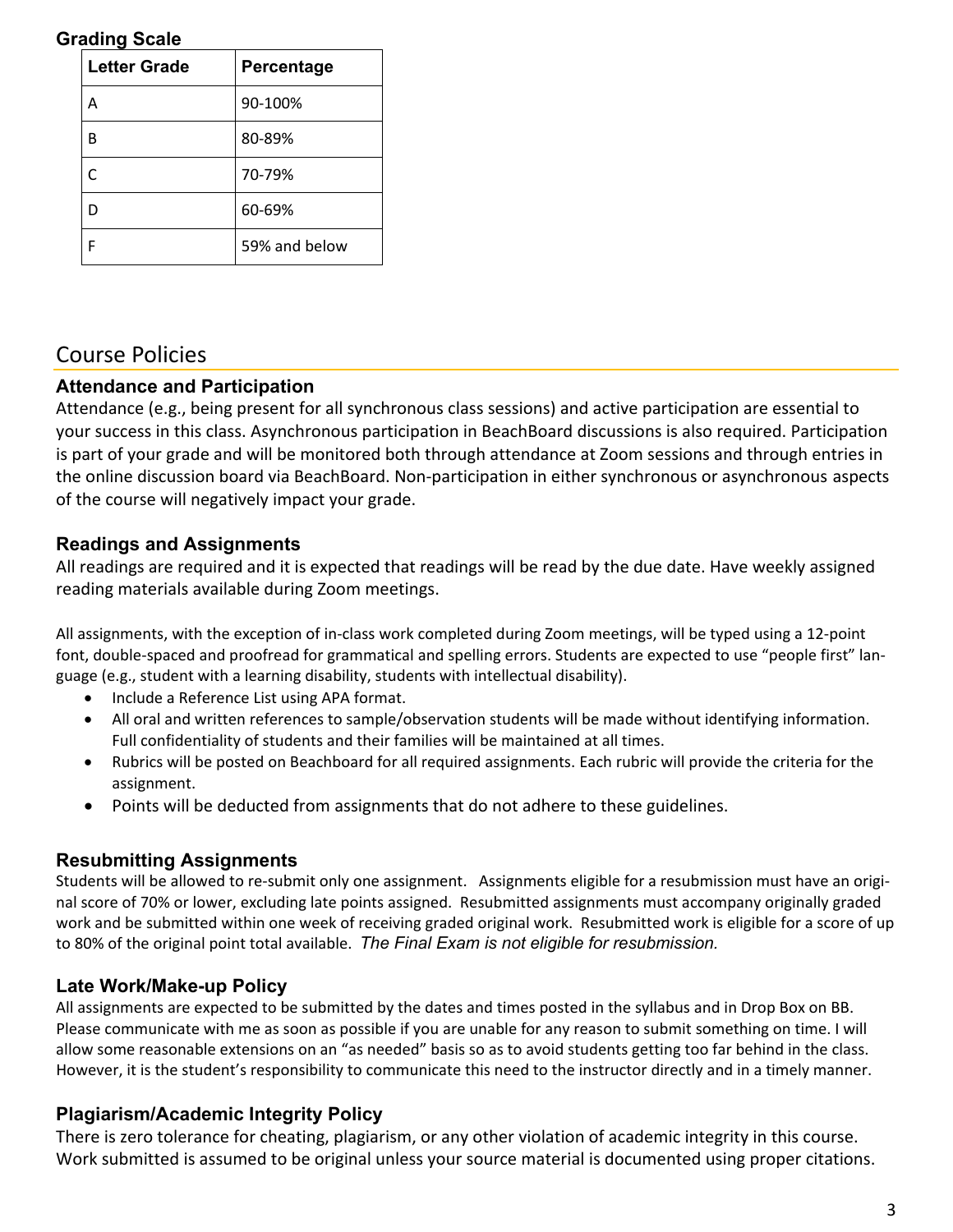### Grading Scale

| Letter Grade | Percentage |
|---|---|
| A | 90-100% |
| B | 80-89% |
| C | 70-79% |
| D | 60-69% |
| F | 59% and below |

## Course Policies

### Attendance and Participation

Attendance (e.g., being present for all synchronous class sessions) and active participation are essential to your success in this class. Asynchronous participation in BeachBoard discussions is also required. Participation is part of your grade and will be monitored both through attendance at Zoom sessions and through entries in the online discussion board via BeachBoard. Non-participation in either synchronous or asynchronous aspects of the course will negatively impact your grade.

### Readings and Assignments

All readings are required and it is expected that readings will be read by the due date. Have weekly assigned reading materials available during Zoom meetings.

All assignments, with the exception of in-class work completed during Zoom meetings, will be typed using a 12-point font, double-spaced and proofread for grammatical and spelling errors. Students are expected to use "people first" language (e.g., student with a learning disability, students with intellectual disability).

- Include a Reference List using APA format.
- All oral and written references to sample/observation students will be made without identifying information. Full confidentiality of students and their families will be maintained at all times.
- Rubrics will be posted on Beachboard for all required assignments. Each rubric will provide the criteria for the assignment.
- Points will be deducted from assignments that do not adhere to these guidelines.

### Resubmitting Assignments

Students will be allowed to re-submit only one assignment. Assignments eligible for a resubmission must have an original score of 70% or lower, excluding late points assigned. Resubmitted assignments must accompany originally graded work and be submitted within one week of receiving graded original work. Resubmitted work is eligible for a score of up to 80% of the original point total available. *The Final Exam is not eligible for resubmission.*

### Late Work/Make-up Policy

All assignments are expected to be submitted by the dates and times posted in the syllabus and in Drop Box on BB. Please communicate with me as soon as possible if you are unable for any reason to submit something on time. I will allow some reasonable extensions on an "as needed" basis so as to avoid students getting too far behind in the class. However, it is the student's responsibility to communicate this need to the instructor directly and in a timely manner.

### Plagiarism/Academic Integrity Policy

There is zero tolerance for cheating, plagiarism, or any other violation of academic integrity in this course. Work submitted is assumed to be original unless your source material is documented using proper citations.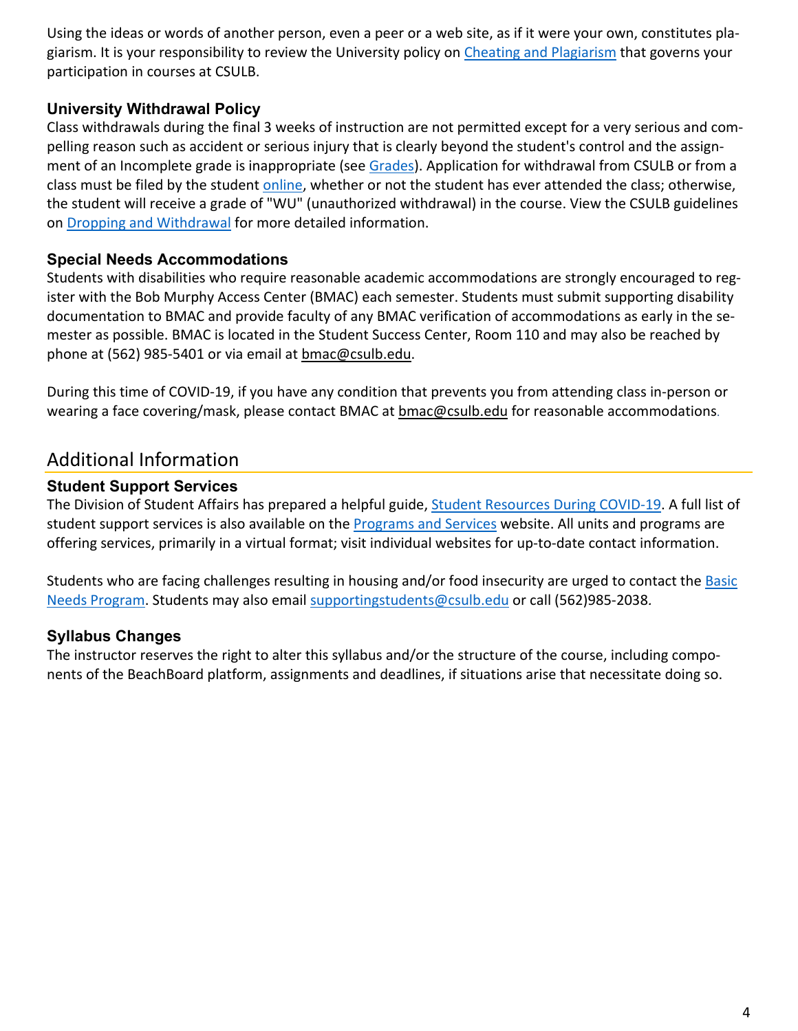Using the ideas or words of another person, even a peer or a web site, as if it were your own, constitutes plagiarism. It is your responsibility to review the University policy on [Cheating and Plagiarism] that governs your participation in courses at CSULB.

### University Withdrawal Policy

Class withdrawals during the final 3 weeks of instruction are not permitted except for a very serious and compelling reason such as accident or serious injury that is clearly beyond the student's control and the assignment of an Incomplete grade is inappropriate (see [Grades]). Application for withdrawal from CSULB or from a class must be filed by the student [online], whether or not the student has ever attended the class; otherwise, the student will receive a grade of "WU" (unauthorized withdrawal) in the course. View the CSULB guidelines on [Dropping and Withdrawal] for more detailed information.

### Special Needs Accommodations

Students with disabilities who require reasonable academic accommodations are strongly encouraged to register with the Bob Murphy Access Center (BMAC) each semester. Students must submit supporting disability documentation to BMAC and provide faculty of any BMAC verification of accommodations as early in the semester as possible. BMAC is located in the Student Success Center, Room 110 and may also be reached by phone at (562) 985-5401 or via email at bmac@csulb.edu.

During this time of COVID-19, if you have any condition that prevents you from attending class in-person or wearing a face covering/mask, please contact BMAC at bmac@csulb.edu for reasonable accommodations.

## Additional Information

### Student Support Services

The Division of Student Affairs has prepared a helpful guide, [Student Resources During COVID-19]. A full list of student support services is also available on the [Programs and Services] website. All units and programs are offering services, primarily in a virtual format; visit individual websites for up-to-date contact information.

Students who are facing challenges resulting in housing and/or food insecurity are urged to contact the [Basic Needs Program]. Students may also email supportingstudents@csulb.edu or call (562)985-2038.

### Syllabus Changes

The instructor reserves the right to alter this syllabus and/or the structure of the course, including components of the BeachBoard platform, assignments and deadlines, if situations arise that necessitate doing so.